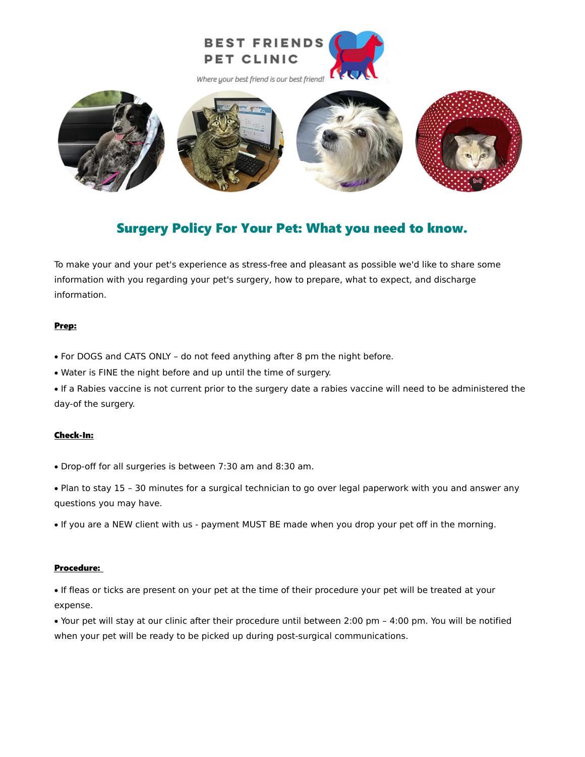BEST FRIENDS PET CLINIC

*Where your best friend is our best friend!*

## Surgery Policy For Your Pet: What you need to know.

To make your and your pet's experience as stress-free and pleasant as possible we'd like to share some information with you regarding your pet's surgery, how to prepare, what to expect, and discharge information.

**Prep:**

- For DOGS and CATS ONLY – do not feed anything after 8 pm the night before.
- Water is FINE the night before and up until the time of surgery.
- If a Rabies vaccine is not current prior to the surgery date a rabies vaccine will need to be administered the day-of the surgery.

**Check-In:**

- Drop-off for all surgeries is between 7:30 am and 8:30 am.
- Plan to stay 15 – 30 minutes for a surgical technician to go over legal paperwork with you and answer any questions you may have.
- If you are a NEW client with us - payment MUST BE made when you drop your pet off in the morning.

**Procedure:**

- If fleas or ticks are present on your pet at the time of their procedure your pet will be treated at your expense.
- Your pet will stay at our clinic after their procedure until between 2:00 pm – 4:00 pm. You will be notified when your pet will be ready to be picked up during post-surgical communications.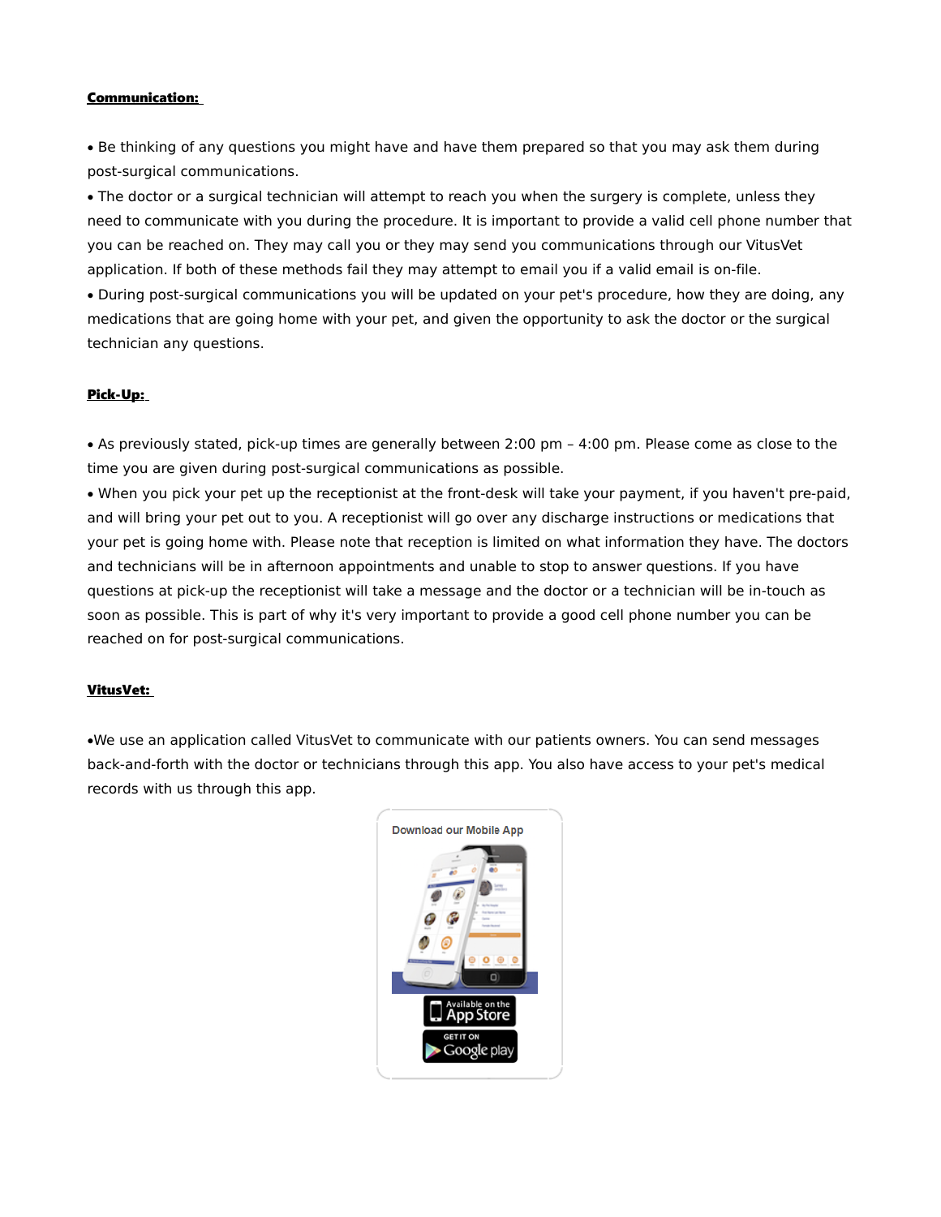**Communication:**

- Be thinking of any questions you might have and have them prepared so that you may ask them during post-surgical communications.
- The doctor or a surgical technician will attempt to reach you when the surgery is complete, unless they need to communicate with you during the procedure. It is important to provide a valid cell phone number that you can be reached on. They may call you or they may send you communications through our VitusVet application. If both of these methods fail they may attempt to email you if a valid email is on-file.
- During post-surgical communications you will be updated on your pet's procedure, how they are doing, any medications that are going home with your pet, and given the opportunity to ask the doctor or the surgical technician any questions.

**Pick-Up:**

- As previously stated, pick-up times are generally between 2:00 pm – 4:00 pm. Please come as close to the time you are given during post-surgical communications as possible.
- When you pick your pet up the receptionist at the front-desk will take your payment, if you haven't pre-paid, and will bring your pet out to you. A receptionist will go over any discharge instructions or medications that your pet is going home with. Please note that reception is limited on what information they have. The doctors and technicians will be in afternoon appointments and unable to stop to answer questions. If you have questions at pick-up the receptionist will take a message and the doctor or a technician will be in-touch as soon as possible. This is part of why it's very important to provide a good cell phone number you can be reached on for post-surgical communications.

**VitusVet:**

- We use an application called VitusVet to communicate with our patients owners. You can send messages back-and-forth with the doctor or technicians through this app. You also have access to your pet's medical records with us through this app.

Download our Mobile App

Available on the App Store

GET IT ON Google play